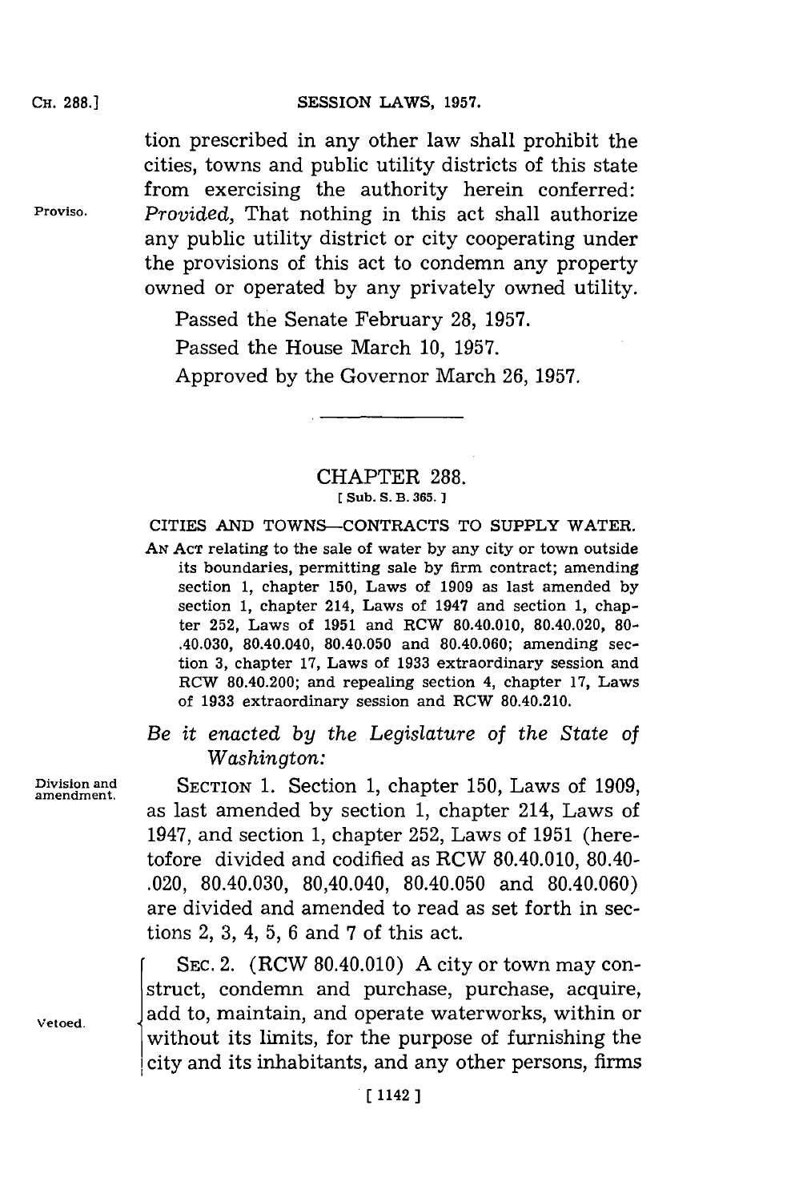tion prescribed in any other law shall prohibit the cities, towns and public utility districts of this state from exercising the authority herein conferred: *Provided,* That nothing in this act shall authorize any public utility district or city cooperating under the provisions of this act to condemn any property owned or operated by any privately owned utility.

Proviso.

Passed the Senate February 28, 1957.

Passed the House March 10, 1957.

Approved by the Governor March 26, 1957.

---

## CHAPTER 288.

[ Sub. S. B. 365. ]

### CITIES AND TOWNS—CONTRACTS TO SUPPLY WATER.

AN ACT relating to the sale of water by any city or town outside its boundaries, permitting sale by firm contract; amending section 1, chapter 150, Laws of 1909 as last amended by section 1, chapter 214, Laws of 1947 and section 1, chapter 252, Laws of 1951 and RCW 80.40.010, 80.40.020, 80.40.030, 80.40.040, 80.40.050 and 80.40.060; amending section 3, chapter 17, Laws of 1933 extraordinary session and RCW 80.40.200; and repealing section 4, chapter 17, Laws of 1933 extraordinary session and RCW 80.40.210.

*Be it enacted by the Legislature of the State of Washington:*

Division and amendment.

SECTION 1. Section 1, chapter 150, Laws of 1909, as last amended by section 1, chapter 214, Laws of 1947, and section 1, chapter 252, Laws of 1951 (heretofore divided and codified as RCW 80.40.010, 80.40.020, 80.40.030, 80,40.040, 80.40.050 and 80.40.060) are divided and amended to read as set forth in sections 2, 3, 4, 5, 6 and 7 of this act.

Vetoed.

SEC. 2. (RCW 80.40.010) A city or town may construct, condemn and purchase, purchase, acquire, add to, maintain, and operate waterworks, within or without its limits, for the purpose of furnishing the city and its inhabitants, and any other persons, firms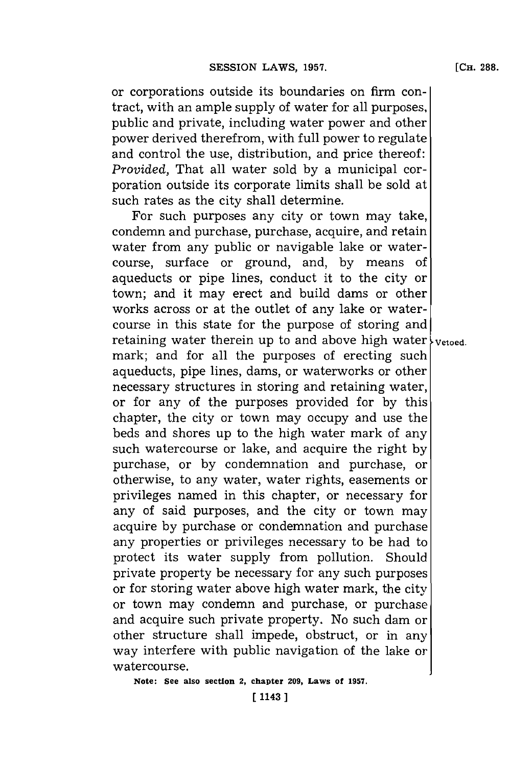or corporations outside its boundaries on firm contract, with an ample supply of water for all purposes, public and private, including water power and other power derived therefrom, with full power to regulate and control the use, distribution, and price thereof: *Provided,* That all water sold by a municipal corporation outside its corporate limits shall be sold at such rates as the city shall determine.

For such purposes any city or town may take, condemn and purchase, purchase, acquire, and retain water from any public or navigable lake or watercourse, surface or ground, and, by means of aqueducts or pipe lines, conduct it to the city or town; and it may erect and build dams or other works across or at the outlet of any lake or watercourse in this state for the purpose of storing and retaining water therein up to and above high water mark; and for all the purposes of erecting such aqueducts, pipe lines, dams, or waterworks or other necessary structures in storing and retaining water, or for any of the purposes provided for by this chapter, the city or town may occupy and use the beds and shores up to the high water mark of any such watercourse or lake, and acquire the right by purchase, or by condemnation and purchase, or otherwise, to any water, water rights, easements or privileges named in this chapter, or necessary for any of said purposes, and the city or town may acquire by purchase or condemnation and purchase any properties or privileges necessary to be had to protect its water supply from pollution. Should private property be necessary for any such purposes or for storing water above high water mark, the city or town may condemn and purchase, or purchase and acquire such private property. No such dam or other structure shall impede, obstruct, or in any way interfere with public navigation of the lake or watercourse.

Vetoed.

**Note: See also section 2, chapter 209, Laws of 1957.**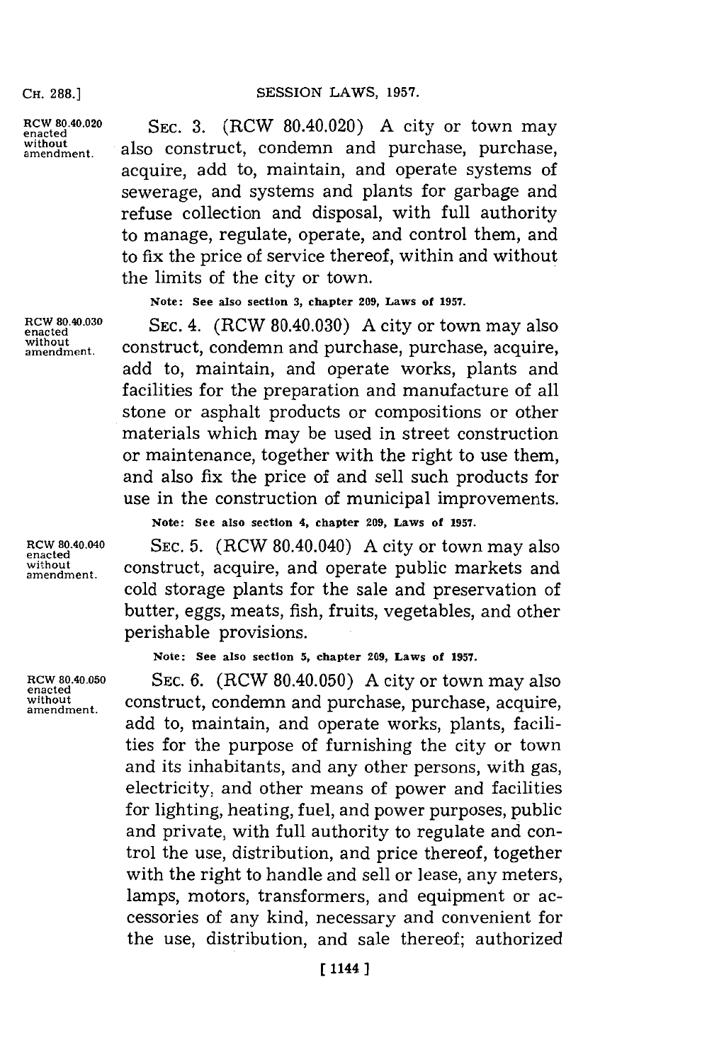RCW 80.40.020 enacted without amendment.

SEC. 3. (RCW 80.40.020) A city or town may also construct, condemn and purchase, purchase, acquire, add to, maintain, and operate systems of sewerage, and systems and plants for garbage and refuse collection and disposal, with full authority to manage, regulate, operate, and control them, and to fix the price of service thereof, within and without the limits of the city or town.

**Note: See also section 3, chapter 209, Laws of 1957.**

RCW 80.40.030 enacted without amendment.

SEC. 4. (RCW 80.40.030) A city or town may also construct, condemn and purchase, purchase, acquire, add to, maintain, and operate works, plants and facilities for the preparation and manufacture of all stone or asphalt products or compositions or other materials which may be used in street construction or maintenance, together with the right to use them, and also fix the price of and sell such products for use in the construction of municipal improvements.

**Note: See also section 4, chapter 209, Laws of 1957.**

RCW 80.40.040 enacted without amendment.

SEC. 5. (RCW 80.40.040) A city or town may also construct, acquire, and operate public markets and cold storage plants for the sale and preservation of butter, eggs, meats, fish, fruits, vegetables, and other perishable provisions.

**Note: See also section 5, chapter 209, Laws of 1957.**

RCW 80.40.050 enacted without amendment.

SEC. 6. (RCW 80.40.050) A city or town may also construct, condemn and purchase, purchase, acquire, add to, maintain, and operate works, plants, facilities for the purpose of furnishing the city or town and its inhabitants, and any other persons, with gas, electricity, and other means of power and facilities for lighting, heating, fuel, and power purposes, public and private, with full authority to regulate and control the use, distribution, and price thereof, together with the right to handle and sell or lease, any meters, lamps, motors, transformers, and equipment or accessories of any kind, necessary and convenient for the use, distribution, and sale thereof; authorized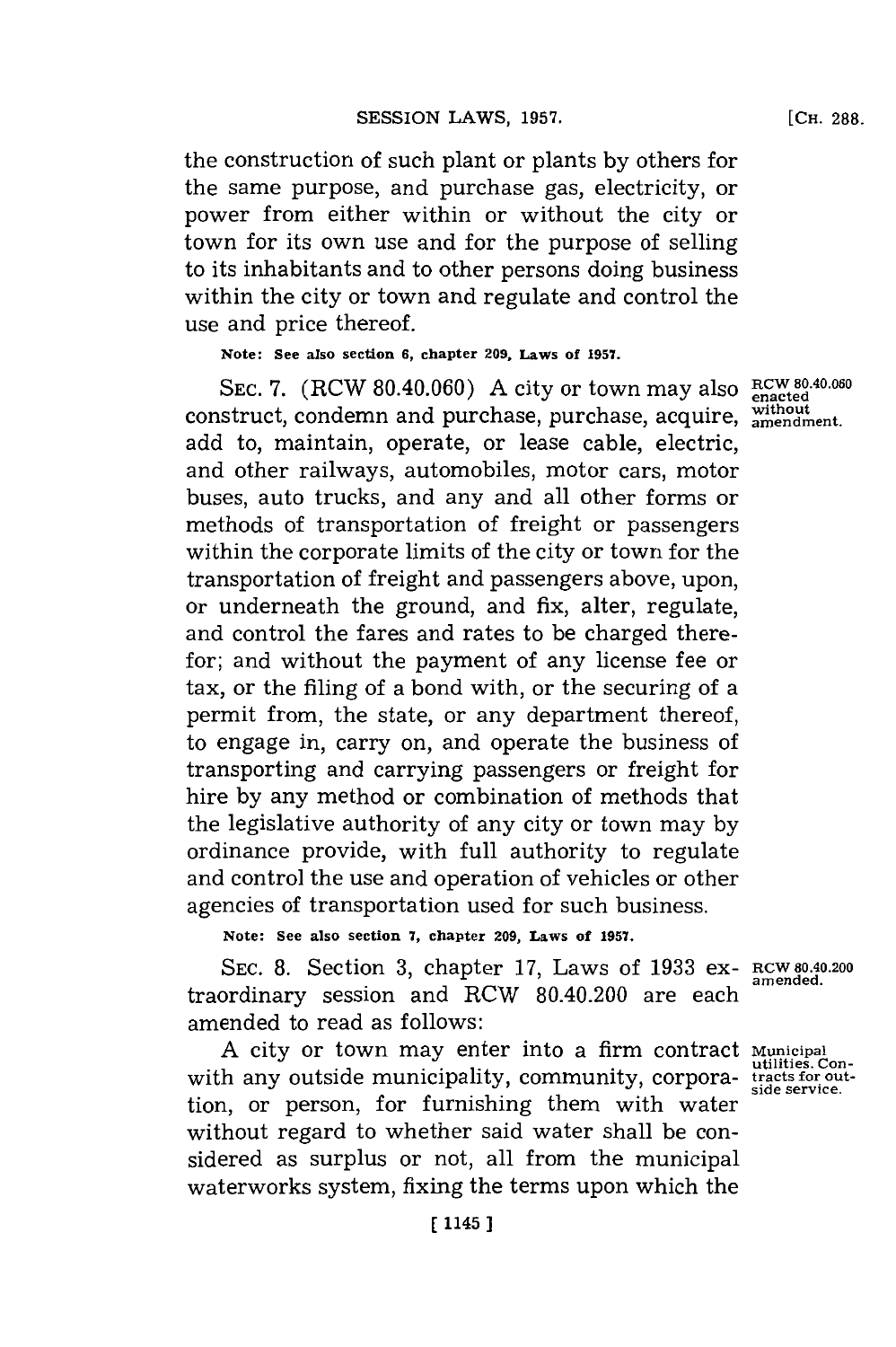the construction of such plant or plants by others for the same purpose, and purchase gas, electricity, or power from either within or without the city or town for its own use and for the purpose of selling to its inhabitants and to other persons doing business within the city or town and regulate and control the use and price thereof.

**Note: See also section 6, chapter 209, Laws of 1957.**

SEC. 7. (RCW 80.40.060) A city or town may also construct, condemn and purchase, purchase, acquire, add to, maintain, operate, or lease cable, electric, and other railways, automobiles, motor cars, motor buses, auto trucks, and any and all other forms or methods of transportation of freight or passengers within the corporate limits of the city or town for the transportation of freight and passengers above, upon, or underneath the ground, and fix, alter, regulate, and control the fares and rates to be charged therefor; and without the payment of any license fee or tax, or the filing of a bond with, or the securing of a permit from, the state, or any department thereof, to engage in, carry on, and operate the business of transporting and carrying passengers or freight for hire by any method or combination of methods that the legislative authority of any city or town may by ordinance provide, with full authority to regulate and control the use and operation of vehicles or other agencies of transportation used for such business.

RCW 80.40.060 enacted without amendment.

**Note: See also section 7, chapter 209, Laws of 1957.**

SEC. 8. Section 3, chapter 17, Laws of 1933 extraordinary session and RCW 80.40.200 are each amended to read as follows:

RCW 80.40.200 amended.

A city or town may enter into a firm contract with any outside municipality, community, corporation, or person, for furnishing them with water without regard to whether said water shall be considered as surplus or not, all from the municipal waterworks system, fixing the terms upon which the

Municipal utilities. Contracts for outside service.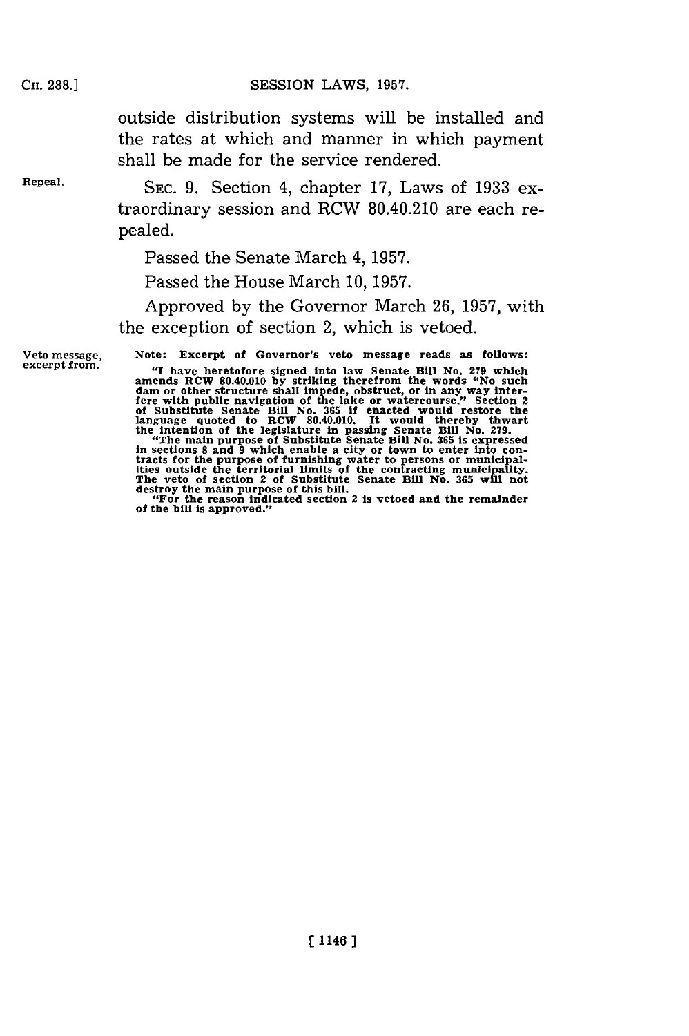outside distribution systems will be installed and the rates at which and manner in which payment shall be made for the service rendered.

Repeal.

SEC. 9. Section 4, chapter 17, Laws of 1933 extraordinary session and RCW 80.40.210 are each repealed.

Passed the Senate March 4, 1957.

Passed the House March 10, 1957.

Approved by the Governor March 26, 1957, with the exception of section 2, which is vetoed.

Veto message, excerpt from.

**Note: Excerpt of Governor's veto message reads as follows:**

"I have heretofore signed into law Senate Bill No. 279 which amends RCW 80.40.010 by striking therefrom the words "No such dam or other structure shall impede, obstruct, or in any way interfere with public navigation of the lake or watercourse." Section 2 of Substitute Senate Bill No. 365 if enacted would restore the language quoted to RCW 80.40.010. It would thereby thwart the intention of the legislature in passing Senate Bill No. 279.

"The main purpose of Substitute Senate Bill No. 365 is expressed in sections 8 and 9 which enable a city or town to enter into contracts for the purpose of furnishing water to persons or municipalities outside the territorial limits of the contracting municipality. The veto of section 2 of Substitute Senate Bill No. 365 will not destroy the main purpose of this bill.

"For the reason indicated section 2 is vetoed and the remainder of the bill is approved."